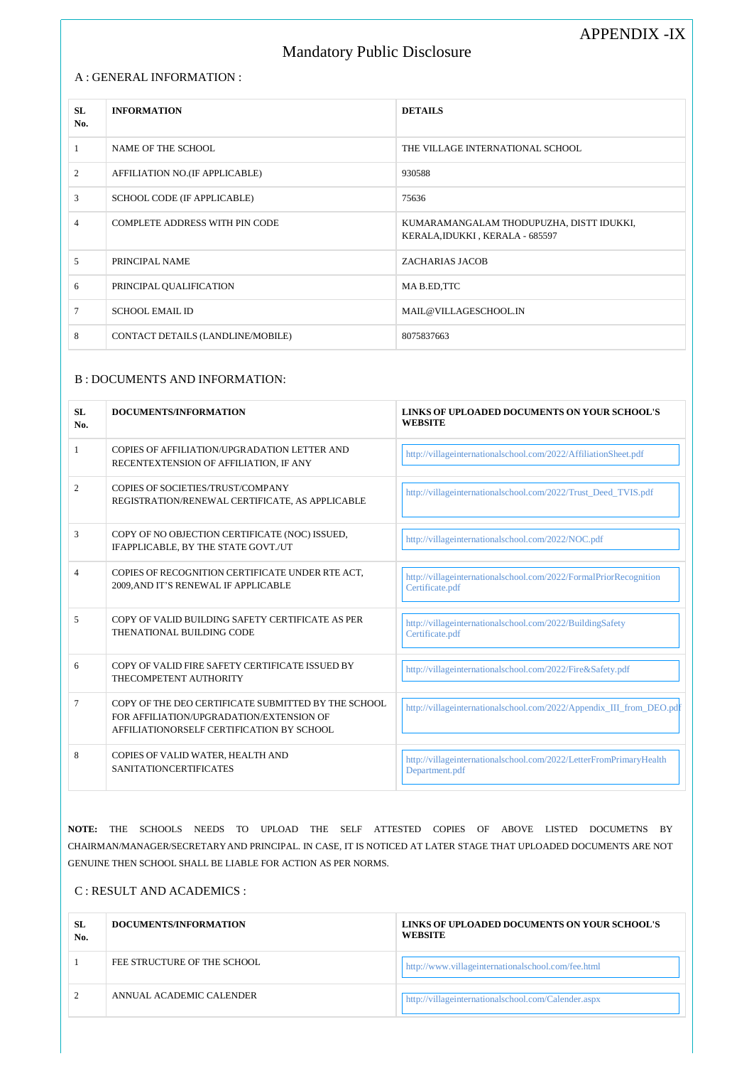APPENDIX -IX

# Mandatory Public Disclosure

## A : GENERAL INFORMATION :

| SL No. | INFORMATION | DETAILS |
|---|---|---|
| 1 | NAME OF THE SCHOOL | THE VILLAGE INTERNATIONAL SCHOOL |
| 2 | AFFILIATION NO.(IF APPLICABLE) | 930588 |
| 3 | SCHOOL CODE (IF APPLICABLE) | 75636 |
| 4 | COMPLETE ADDRESS WITH PIN CODE | KUMARAMANGALAM THODUPUZHA, DISTT IDUKKI, KERALA,IDUKKI , KERALA - 685597 |
| 5 | PRINCIPAL NAME | ZACHARIAS JACOB |
| 6 | PRINCIPAL QUALIFICATION | MA B.ED,TTC |
| 7 | SCHOOL EMAIL ID | MAIL@VILLAGESCHOOL.IN |
| 8 | CONTACT DETAILS (LANDLINE/MOBILE) | 8075837663 |

## B : DOCUMENTS AND INFORMATION:

| SL No. | DOCUMENTS/INFORMATION | LINKS OF UPLOADED DOCUMENTS ON YOUR SCHOOL'S WEBSITE |
|---|---|---|
| 1 | COPIES OF AFFILIATION/UPGRADATION LETTER AND RECENTEXTENSION OF AFFILIATION, IF ANY | http://villageinternationalschool.com/2022/AffiliationSheet.pdf |
| 2 | COPIES OF SOCIETIES/TRUST/COMPANY REGISTRATION/RENEWAL CERTIFICATE, AS APPLICABLE | http://villageinternationalschool.com/2022/Trust_Deed_TVIS.pdf |
| 3 | COPY OF NO OBJECTION CERTIFICATE (NOC) ISSUED, IFAPPLICABLE, BY THE STATE GOVT./UT | http://villageinternationalschool.com/2022/NOC.pdf |
| 4 | COPIES OF RECOGNITION CERTIFICATE UNDER RTE ACT, 2009,AND IT'S RENEWAL IF APPLICABLE | http://villageinternationalschool.com/2022/FormalPriorRecognitionCertificate.pdf |
| 5 | COPY OF VALID BUILDING SAFETY CERTIFICATE AS PER THENATIONAL BUILDING CODE | http://villageinternationalschool.com/2022/BuildingSafetyCertificate.pdf |
| 6 | COPY OF VALID FIRE SAFETY CERTIFICATE ISSUED BY THECOMPETENT AUTHORITY | http://villageinternationalschool.com/2022/Fire&Safety.pdf |
| 7 | COPY OF THE DEO CERTIFICATE SUBMITTED BY THE SCHOOL FOR AFFILIATION/UPGRADATION/EXTENSION OF AFFILIATIONORSELF CERTIFICATION BY SCHOOL | http://villageinternationalschool.com/2022/Appendix_III_from_DEO.pdf |
| 8 | COPIES OF VALID WATER, HEALTH AND SANITATIONCERTIFICATES | http://villageinternationalschool.com/2022/LetterFromPrimaryHealthDepartment.pdf |

**NOTE:** THE SCHOOLS NEEDS TO UPLOAD THE SELF ATTESTED COPIES OF ABOVE LISTED DOCUMETNS BY CHAIRMAN/MANAGER/SECRETARY AND PRINCIPAL. IN CASE, IT IS NOTICED AT LATER STAGE THAT UPLOADED DOCUMENTS ARE NOT GENUINE THEN SCHOOL SHALL BE LIABLE FOR ACTION AS PER NORMS.

## C : RESULT AND ACADEMICS :

| SL No. | DOCUMENTS/INFORMATION | LINKS OF UPLOADED DOCUMENTS ON YOUR SCHOOL'S WEBSITE |
|---|---|---|
| 1 | FEE STRUCTURE OF THE SCHOOL | http://www.villageinternationalschool.com/fee.html |
| 2 | ANNUAL ACADEMIC CALENDER | http://villageinternationalschool.com/Calender.aspx |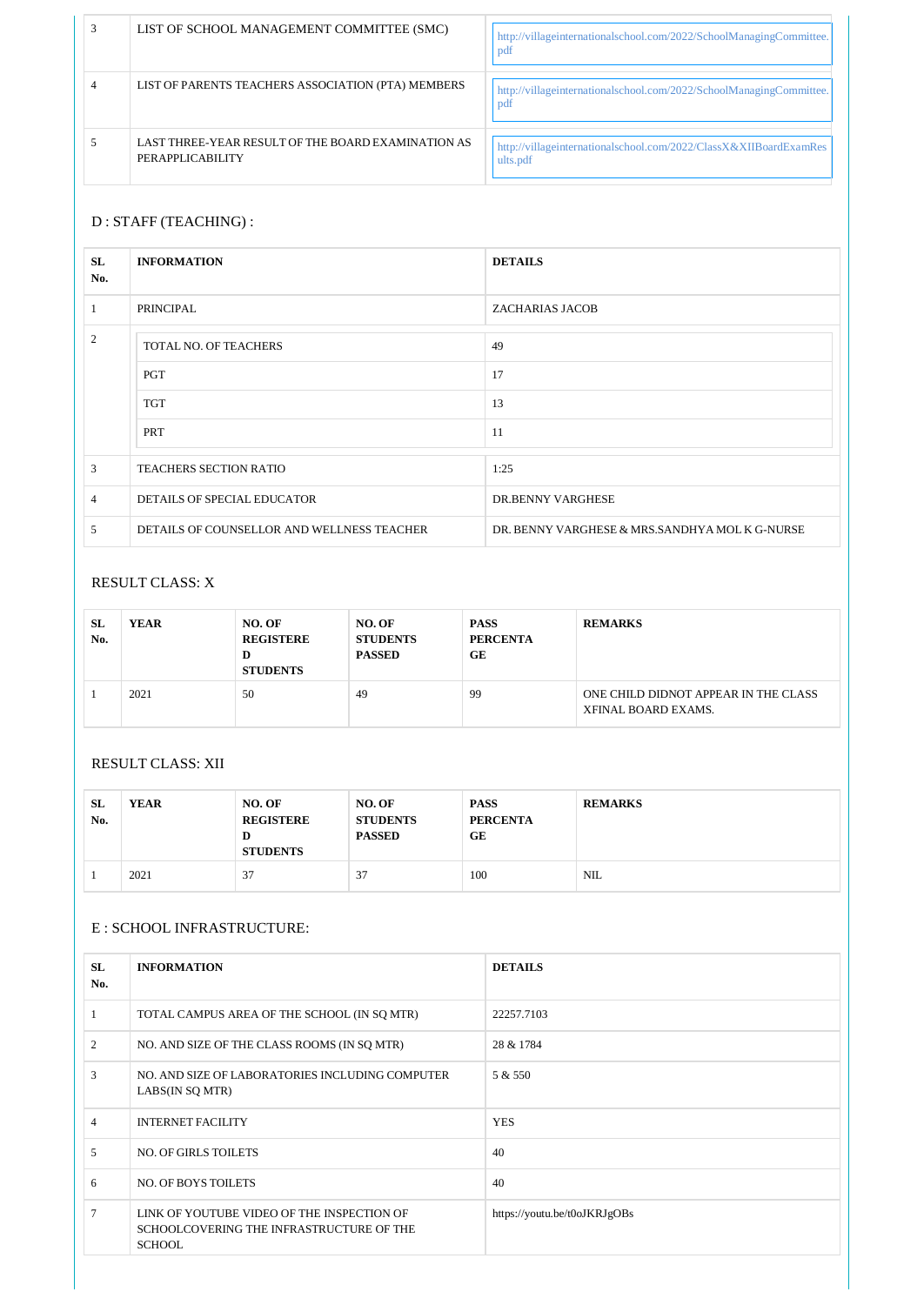| | | |
|---|---|---|
| 3 | LIST OF SCHOOL MANAGEMENT COMMITTEE (SMC) | http://villageinternationalschool.com/2022/SchoolManagingCommittee.pdf |
| 4 | LIST OF PARENTS TEACHERS ASSOCIATION (PTA) MEMBERS | http://villageinternationalschool.com/2022/SchoolManagingCommittee.pdf |
| 5 | LAST THREE-YEAR RESULT OF THE BOARD EXAMINATION AS PERAPPLICABILITY | http://villageinternationalschool.com/2022/ClassX&XIIBoardExamResults.pdf |

## D : STAFF (TEACHING) :

| SL No. | INFORMATION | DETAILS |
|---|---|---|
| 1 | PRINCIPAL | ZACHARIAS JACOB |
| 2 | TOTAL NO. OF TEACHERS | 49 |
| | PGT | 17 |
| | TGT | 13 |
| | PRT | 11 |
| 3 | TEACHERS SECTION RATIO | 1:25 |
| 4 | DETAILS OF SPECIAL EDUCATOR | DR.BENNY VARGHESE |
| 5 | DETAILS OF COUNSELLOR AND WELLNESS TEACHER | DR. BENNY VARGHESE & MRS.SANDHYA MOL K G-NURSE |

## RESULT CLASS: X

| SL No. | YEAR | NO. OF REGISTERED STUDENTS | NO. OF STUDENTS PASSED | PASS PERCENTAGE | REMARKS |
|---|---|---|---|---|---|
| 1 | 2021 | 50 | 49 | 99 | ONE CHILD DIDNOT APPEAR IN THE CLASS XFINAL BOARD EXAMS. |

## RESULT CLASS: XII

| SL No. | YEAR | NO. OF REGISTERED STUDENTS | NO. OF STUDENTS PASSED | PASS PERCENTAGE | REMARKS |
|---|---|---|---|---|---|
| 1 | 2021 | 37 | 37 | 100 | NIL |

## E : SCHOOL INFRASTRUCTURE:

| SL No. | INFORMATION | DETAILS |
|---|---|---|
| 1 | TOTAL CAMPUS AREA OF THE SCHOOL (IN SQ MTR) | 22257.7103 |
| 2 | NO. AND SIZE OF THE CLASS ROOMS (IN SQ MTR) | 28 & 1784 |
| 3 | NO. AND SIZE OF LABORATORIES INCLUDING COMPUTER LABS(IN SQ MTR) | 5 & 550 |
| 4 | INTERNET FACILITY | YES |
| 5 | NO. OF GIRLS TOILETS | 40 |
| 6 | NO. OF BOYS TOILETS | 40 |
| 7 | LINK OF YOUTUBE VIDEO OF THE INSPECTION OF SCHOOLCOVERING THE INFRASTRUCTURE OF THE SCHOOL | https://youtu.be/t0oJKRJgOBs |